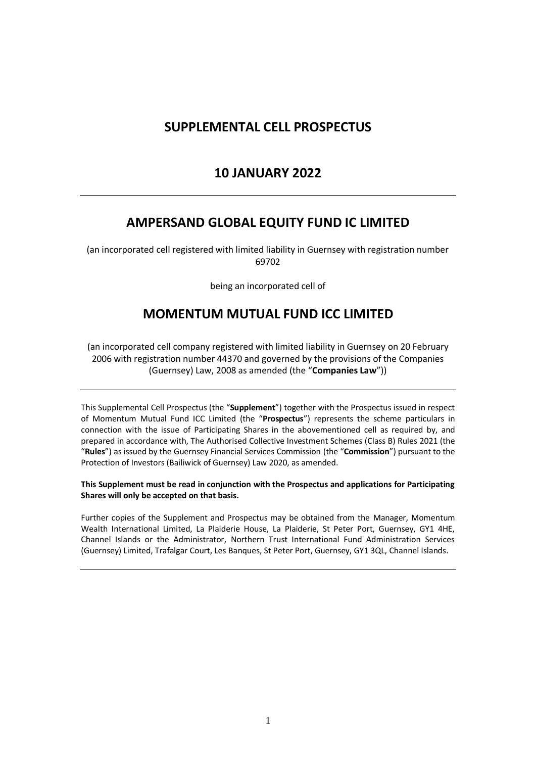# SUPPLEMENTAL CELL PROSPECTUS

# 10 JANUARY 2022

---

# AMPERSAND GLOBAL EQUITY FUND IC LIMITED

(an incorporated cell registered with limited liability in Guernsey with registration number 69702

being an incorporated cell of

# MOMENTUM MUTUAL FUND ICC LIMITED

(an incorporated cell company registered with limited liability in Guernsey on 20 February 2006 with registration number 44370 and governed by the provisions of the Companies (Guernsey) Law, 2008 as amended (the "**Companies Law**"))

---

This Supplemental Cell Prospectus (the "**Supplement**") together with the Prospectus issued in respect of Momentum Mutual Fund ICC Limited (the "**Prospectus**") represents the scheme particulars in connection with the issue of Participating Shares in the abovementioned cell as required by, and prepared in accordance with, The Authorised Collective Investment Schemes (Class B) Rules 2021 (the "**Rules**") as issued by the Guernsey Financial Services Commission (the "**Commission**") pursuant to the Protection of Investors (Bailiwick of Guernsey) Law 2020, as amended.

**This Supplement must be read in conjunction with the Prospectus and applications for Participating Shares will only be accepted on that basis.**

Further copies of the Supplement and Prospectus may be obtained from the Manager, Momentum Wealth International Limited, La Plaiderie House, La Plaiderie, St Peter Port, Guernsey, GY1 4HE, Channel Islands or the Administrator, Northern Trust International Fund Administration Services (Guernsey) Limited, Trafalgar Court, Les Banques, St Peter Port, Guernsey, GY1 3QL, Channel Islands.

---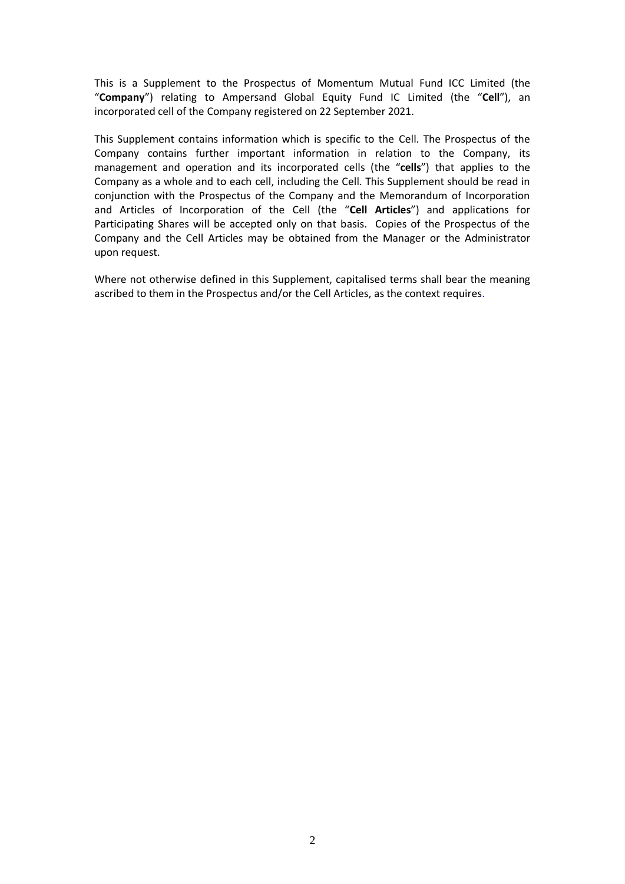This is a Supplement to the Prospectus of Momentum Mutual Fund ICC Limited (the "**Company**") relating to Ampersand Global Equity Fund IC Limited (the "**Cell**"), an incorporated cell of the Company registered on 22 September 2021.

This Supplement contains information which is specific to the Cell. The Prospectus of the Company contains further important information in relation to the Company, its management and operation and its incorporated cells (the "**cells**") that applies to the Company as a whole and to each cell, including the Cell. This Supplement should be read in conjunction with the Prospectus of the Company and the Memorandum of Incorporation and Articles of Incorporation of the Cell (the "**Cell Articles**") and applications for Participating Shares will be accepted only on that basis. Copies of the Prospectus of the Company and the Cell Articles may be obtained from the Manager or the Administrator upon request.

Where not otherwise defined in this Supplement, capitalised terms shall bear the meaning ascribed to them in the Prospectus and/or the Cell Articles, as the context requires.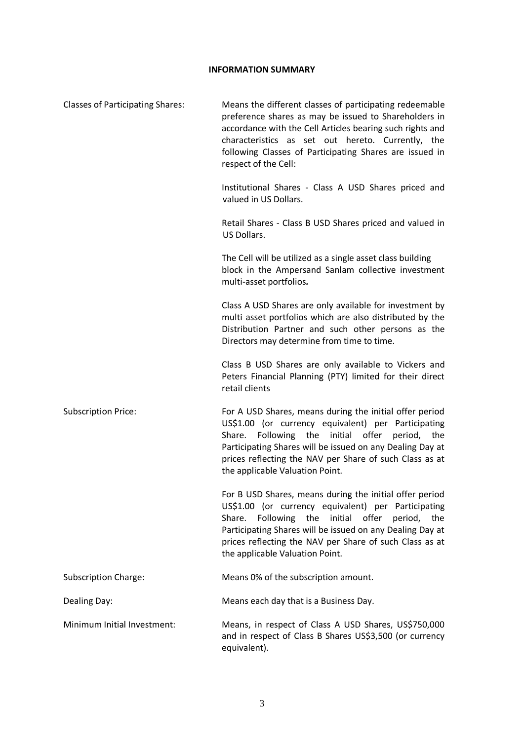## INFORMATION SUMMARY

**Classes of Participating Shares:** Means the different classes of participating redeemable preference shares as may be issued to Shareholders in accordance with the Cell Articles bearing such rights and characteristics as set out hereto. Currently, the following Classes of Participating Shares are issued in respect of the Cell:

Institutional Shares - Class A USD Shares priced and valued in US Dollars.

Retail Shares - Class B USD Shares priced and valued in US Dollars.

The Cell will be utilized as a single asset class building block in the Ampersand Sanlam collective investment multi-asset portfolios**.**

Class A USD Shares are only available for investment by multi asset portfolios which are also distributed by the Distribution Partner and such other persons as the Directors may determine from time to time.

Class B USD Shares are only available to Vickers and Peters Financial Planning (PTY) limited for their direct retail clients

**Subscription Price:** For A USD Shares, means during the initial offer period US$1.00 (or currency equivalent) per Participating Share. Following the initial offer period, the Participating Shares will be issued on any Dealing Day at prices reflecting the NAV per Share of such Class as at the applicable Valuation Point.

For B USD Shares, means during the initial offer period US$1.00 (or currency equivalent) per Participating Share. Following the initial offer period, the Participating Shares will be issued on any Dealing Day at prices reflecting the NAV per Share of such Class as at the applicable Valuation Point.

**Subscription Charge:** Means 0% of the subscription amount.

**Dealing Day:** Means each day that is a Business Day.

**Minimum Initial Investment:** Means, in respect of Class A USD Shares, US$750,000 and in respect of Class B Shares US$3,500 (or currency equivalent).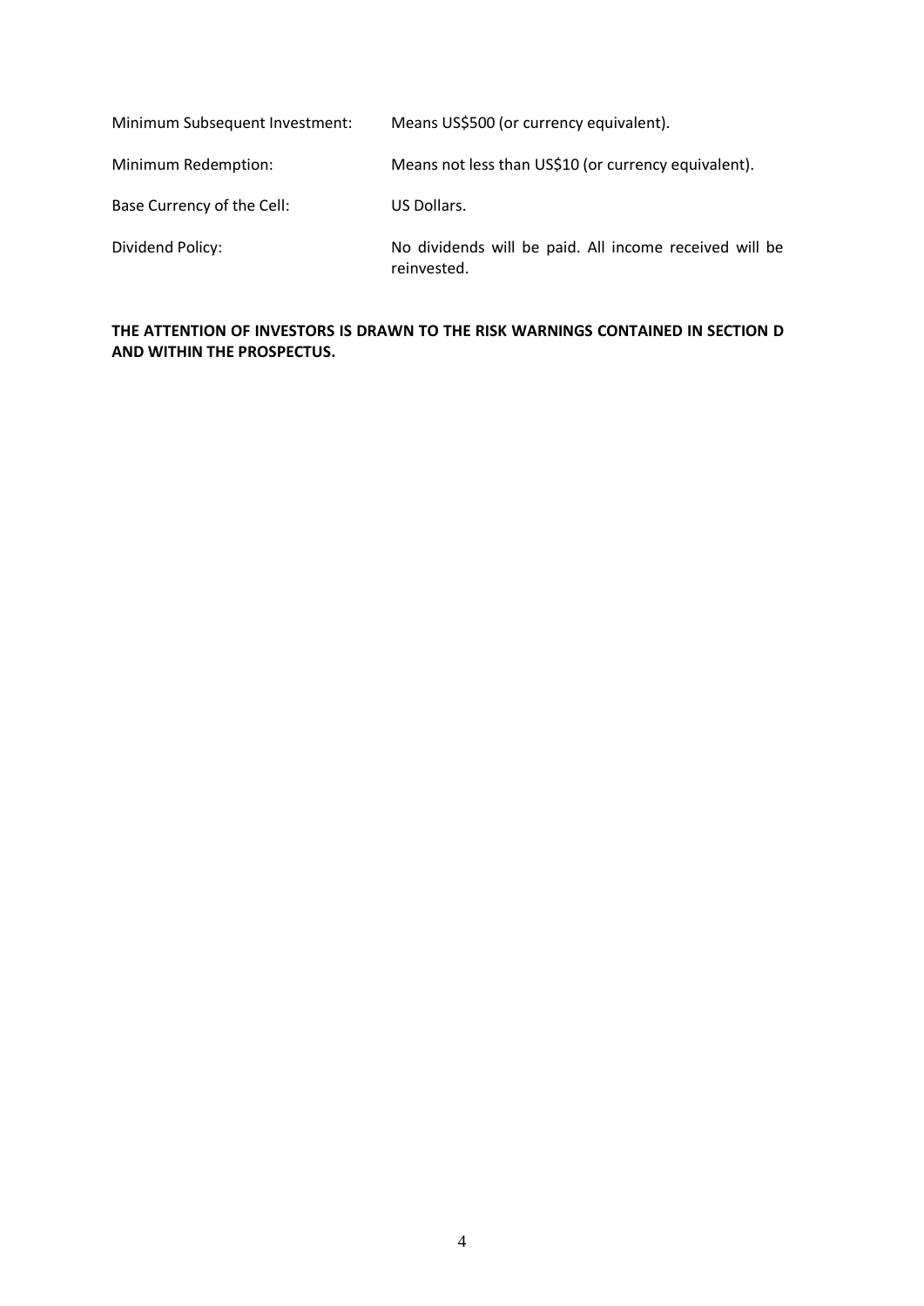| | |
|---|---|
| Minimum Subsequent Investment: | Means US$500 (or currency equivalent). |
| Minimum Redemption: | Means not less than US$10 (or currency equivalent). |
| Base Currency of the Cell: | US Dollars. |
| Dividend Policy: | No dividends will be paid. All income received will be reinvested. |

**THE ATTENTION OF INVESTORS IS DRAWN TO THE RISK WARNINGS CONTAINED IN SECTION D AND WITHIN THE PROSPECTUS.**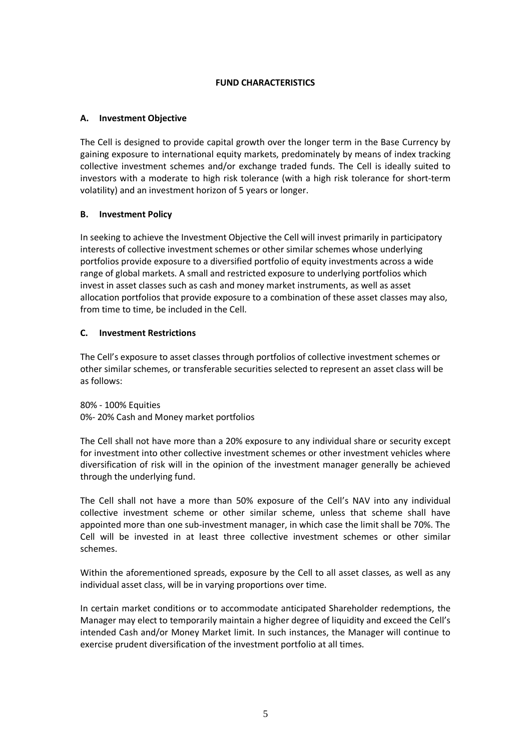# FUND CHARACTERISTICS

## A. Investment Objective

The Cell is designed to provide capital growth over the longer term in the Base Currency by gaining exposure to international equity markets, predominately by means of index tracking collective investment schemes and/or exchange traded funds. The Cell is ideally suited to investors with a moderate to high risk tolerance (with a high risk tolerance for short-term volatility) and an investment horizon of 5 years or longer.

## B. Investment Policy

In seeking to achieve the Investment Objective the Cell will invest primarily in participatory interests of collective investment schemes or other similar schemes whose underlying portfolios provide exposure to a diversified portfolio of equity investments across a wide range of global markets. A small and restricted exposure to underlying portfolios which invest in asset classes such as cash and money market instruments, as well as asset allocation portfolios that provide exposure to a combination of these asset classes may also, from time to time, be included in the Cell.

## C. Investment Restrictions

The Cell's exposure to asset classes through portfolios of collective investment schemes or other similar schemes, or transferable securities selected to represent an asset class will be as follows:

80% - 100% Equities
0%- 20% Cash and Money market portfolios

The Cell shall not have more than a 20% exposure to any individual share or security except for investment into other collective investment schemes or other investment vehicles where diversification of risk will in the opinion of the investment manager generally be achieved through the underlying fund.

The Cell shall not have a more than 50% exposure of the Cell's NAV into any individual collective investment scheme or other similar scheme, unless that scheme shall have appointed more than one sub-investment manager, in which case the limit shall be 70%. The Cell will be invested in at least three collective investment schemes or other similar schemes.

Within the aforementioned spreads, exposure by the Cell to all asset classes, as well as any individual asset class, will be in varying proportions over time.

In certain market conditions or to accommodate anticipated Shareholder redemptions, the Manager may elect to temporarily maintain a higher degree of liquidity and exceed the Cell's intended Cash and/or Money Market limit. In such instances, the Manager will continue to exercise prudent diversification of the investment portfolio at all times.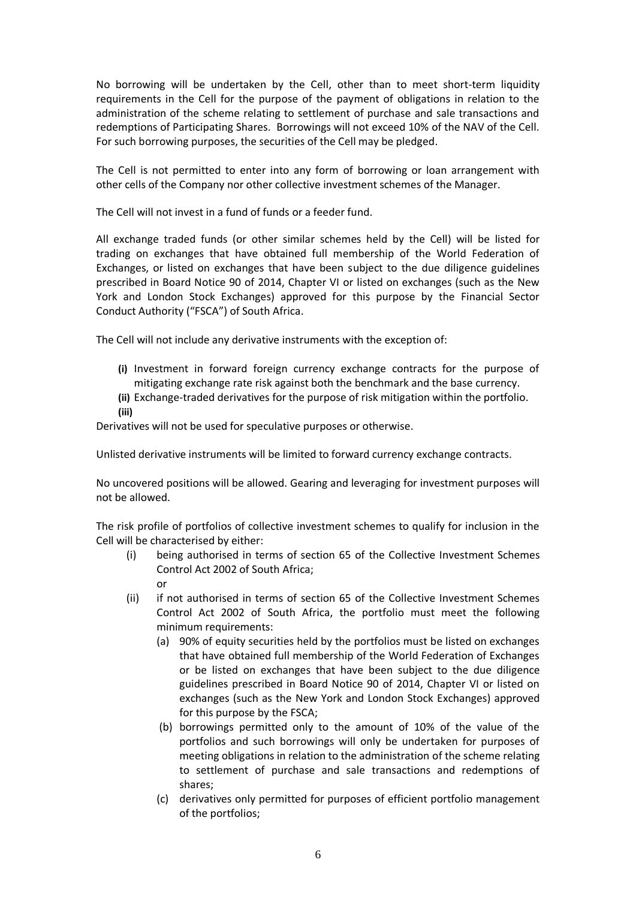No borrowing will be undertaken by the Cell, other than to meet short-term liquidity requirements in the Cell for the purpose of the payment of obligations in relation to the administration of the scheme relating to settlement of purchase and sale transactions and redemptions of Participating Shares. Borrowings will not exceed 10% of the NAV of the Cell. For such borrowing purposes, the securities of the Cell may be pledged.

The Cell is not permitted to enter into any form of borrowing or loan arrangement with other cells of the Company nor other collective investment schemes of the Manager.

The Cell will not invest in a fund of funds or a feeder fund.

All exchange traded funds (or other similar schemes held by the Cell) will be listed for trading on exchanges that have obtained full membership of the World Federation of Exchanges, or listed on exchanges that have been subject to the due diligence guidelines prescribed in Board Notice 90 of 2014, Chapter VI or listed on exchanges (such as the New York and London Stock Exchanges) approved for this purpose by the Financial Sector Conduct Authority ("FSCA") of South Africa.

The Cell will not include any derivative instruments with the exception of:

- **(i)** Investment in forward foreign currency exchange contracts for the purpose of mitigating exchange rate risk against both the benchmark and the base currency.
- **(ii)** Exchange-traded derivatives for the purpose of risk mitigation within the portfolio.
- **(iii)**

Derivatives will not be used for speculative purposes or otherwise.

Unlisted derivative instruments will be limited to forward currency exchange contracts.

No uncovered positions will be allowed. Gearing and leveraging for investment purposes will not be allowed.

The risk profile of portfolios of collective investment schemes to qualify for inclusion in the Cell will be characterised by either:

(i) being authorised in terms of section 65 of the Collective Investment Schemes Control Act 2002 of South Africa;

or

(ii) if not authorised in terms of section 65 of the Collective Investment Schemes Control Act 2002 of South Africa, the portfolio must meet the following minimum requirements:

(a) 90% of equity securities held by the portfolios must be listed on exchanges that have obtained full membership of the World Federation of Exchanges or be listed on exchanges that have been subject to the due diligence guidelines prescribed in Board Notice 90 of 2014, Chapter VI or listed on exchanges (such as the New York and London Stock Exchanges) approved for this purpose by the FSCA;

(b) borrowings permitted only to the amount of 10% of the value of the portfolios and such borrowings will only be undertaken for purposes of meeting obligations in relation to the administration of the scheme relating to settlement of purchase and sale transactions and redemptions of shares;

(c) derivatives only permitted for purposes of efficient portfolio management of the portfolios;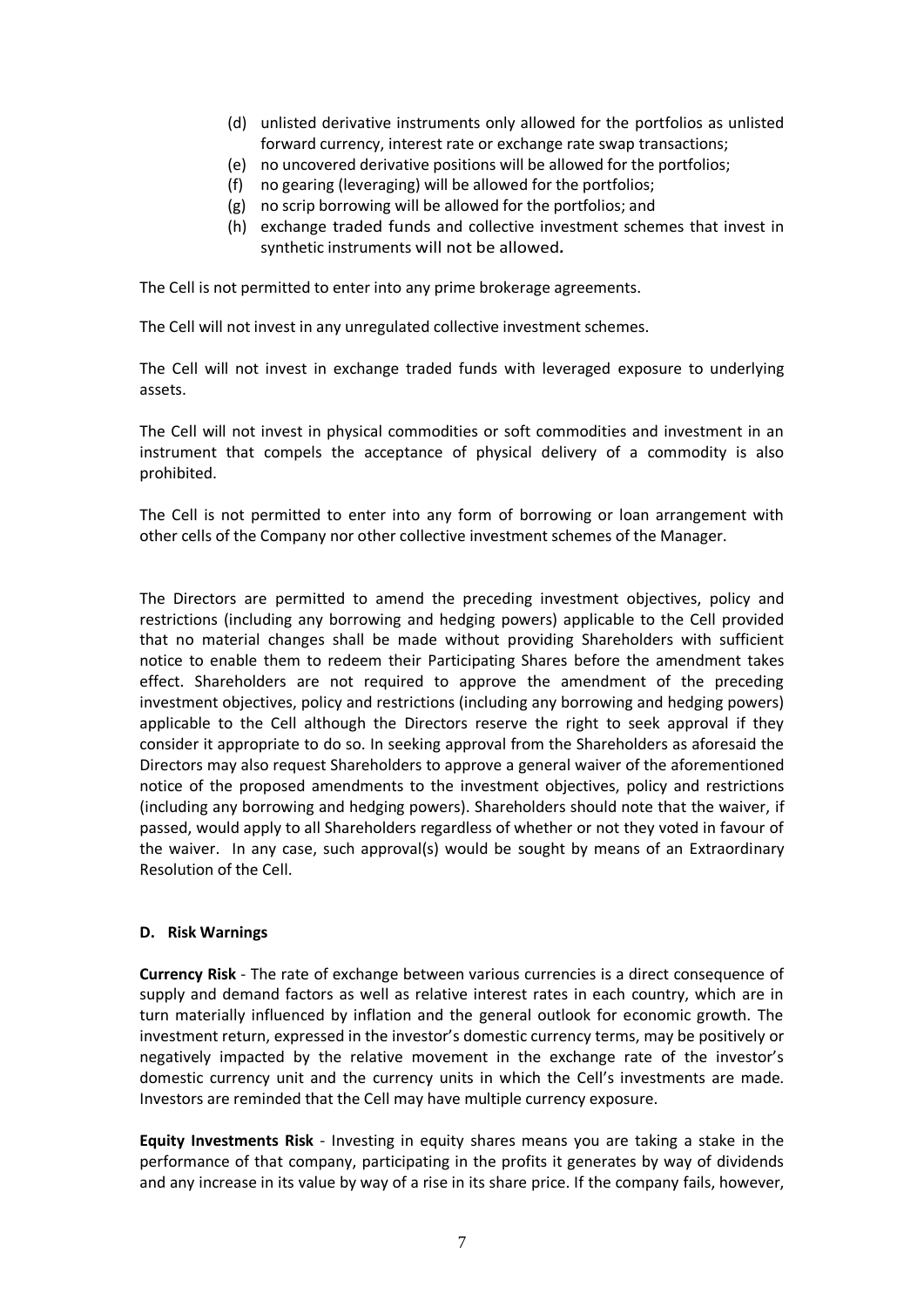(d) unlisted derivative instruments only allowed for the portfolios as unlisted forward currency, interest rate or exchange rate swap transactions;
(e) no uncovered derivative positions will be allowed for the portfolios;
(f) no gearing (leveraging) will be allowed for the portfolios;
(g) no scrip borrowing will be allowed for the portfolios; and
(h) exchange traded funds and collective investment schemes that invest in synthetic instruments will not be allowed.

The Cell is not permitted to enter into any prime brokerage agreements.

The Cell will not invest in any unregulated collective investment schemes.

The Cell will not invest in exchange traded funds with leveraged exposure to underlying assets.

The Cell will not invest in physical commodities or soft commodities and investment in an instrument that compels the acceptance of physical delivery of a commodity is also prohibited.

The Cell is not permitted to enter into any form of borrowing or loan arrangement with other cells of the Company nor other collective investment schemes of the Manager.

The Directors are permitted to amend the preceding investment objectives, policy and restrictions (including any borrowing and hedging powers) applicable to the Cell provided that no material changes shall be made without providing Shareholders with sufficient notice to enable them to redeem their Participating Shares before the amendment takes effect. Shareholders are not required to approve the amendment of the preceding investment objectives, policy and restrictions (including any borrowing and hedging powers) applicable to the Cell although the Directors reserve the right to seek approval if they consider it appropriate to do so. In seeking approval from the Shareholders as aforesaid the Directors may also request Shareholders to approve a general waiver of the aforementioned notice of the proposed amendments to the investment objectives, policy and restrictions (including any borrowing and hedging powers). Shareholders should note that the waiver, if passed, would apply to all Shareholders regardless of whether or not they voted in favour of the waiver. In any case, such approval(s) would be sought by means of an Extraordinary Resolution of the Cell.

## D. Risk Warnings

**Currency Risk** - The rate of exchange between various currencies is a direct consequence of supply and demand factors as well as relative interest rates in each country, which are in turn materially influenced by inflation and the general outlook for economic growth. The investment return, expressed in the investor's domestic currency terms, may be positively or negatively impacted by the relative movement in the exchange rate of the investor's domestic currency unit and the currency units in which the Cell's investments are made. Investors are reminded that the Cell may have multiple currency exposure.

**Equity Investments Risk** - Investing in equity shares means you are taking a stake in the performance of that company, participating in the profits it generates by way of dividends and any increase in its value by way of a rise in its share price. If the company fails, however,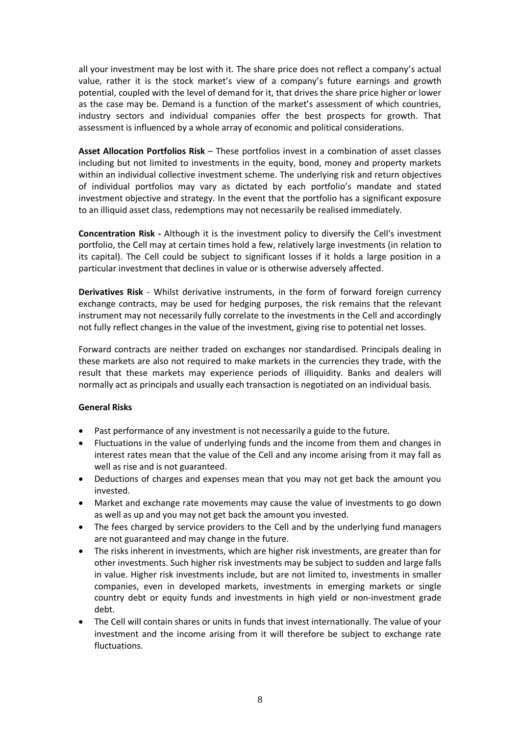all your investment may be lost with it. The share price does not reflect a company's actual value, rather it is the stock market's view of a company's future earnings and growth potential, coupled with the level of demand for it, that drives the share price higher or lower as the case may be. Demand is a function of the market's assessment of which countries, industry sectors and individual companies offer the best prospects for growth. That assessment is influenced by a whole array of economic and political considerations.

**Asset Allocation Portfolios Risk** – These portfolios invest in a combination of asset classes including but not limited to investments in the equity, bond, money and property markets within an individual collective investment scheme. The underlying risk and return objectives of individual portfolios may vary as dictated by each portfolio's mandate and stated investment objective and strategy. In the event that the portfolio has a significant exposure to an illiquid asset class, redemptions may not necessarily be realised immediately.

**Concentration Risk -** Although it is the investment policy to diversify the Cell's investment portfolio, the Cell may at certain times hold a few, relatively large investments (in relation to its capital). The Cell could be subject to significant losses if it holds a large position in a particular investment that declines in value or is otherwise adversely affected.

**Derivatives Risk** - Whilst derivative instruments, in the form of forward foreign currency exchange contracts, may be used for hedging purposes, the risk remains that the relevant instrument may not necessarily fully correlate to the investments in the Cell and accordingly not fully reflect changes in the value of the investment, giving rise to potential net losses.

Forward contracts are neither traded on exchanges nor standardised. Principals dealing in these markets are also not required to make markets in the currencies they trade, with the result that these markets may experience periods of illiquidity. Banks and dealers will normally act as principals and usually each transaction is negotiated on an individual basis.

**General Risks**

- Past performance of any investment is not necessarily a guide to the future.
- Fluctuations in the value of underlying funds and the income from them and changes in interest rates mean that the value of the Cell and any income arising from it may fall as well as rise and is not guaranteed.
- Deductions of charges and expenses mean that you may not get back the amount you invested.
- Market and exchange rate movements may cause the value of investments to go down as well as up and you may not get back the amount you invested.
- The fees charged by service providers to the Cell and by the underlying fund managers are not guaranteed and may change in the future.
- The risks inherent in investments, which are higher risk investments, are greater than for other investments. Such higher risk investments may be subject to sudden and large falls in value. Higher risk investments include, but are not limited to, investments in smaller companies, even in developed markets, investments in emerging markets or single country debt or equity funds and investments in high yield or non-investment grade debt.
- The Cell will contain shares or units in funds that invest internationally. The value of your investment and the income arising from it will therefore be subject to exchange rate fluctuations.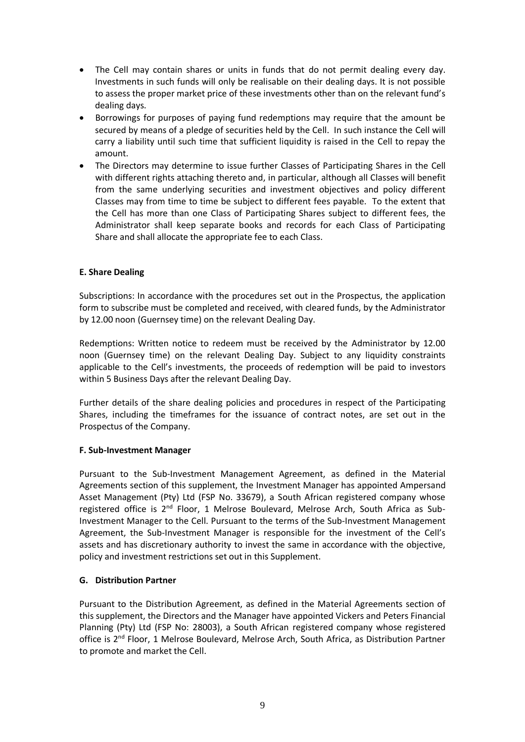- The Cell may contain shares or units in funds that do not permit dealing every day. Investments in such funds will only be realisable on their dealing days. It is not possible to assess the proper market price of these investments other than on the relevant fund's dealing days.
- Borrowings for purposes of paying fund redemptions may require that the amount be secured by means of a pledge of securities held by the Cell. In such instance the Cell will carry a liability until such time that sufficient liquidity is raised in the Cell to repay the amount.
- The Directors may determine to issue further Classes of Participating Shares in the Cell with different rights attaching thereto and, in particular, although all Classes will benefit from the same underlying securities and investment objectives and policy different Classes may from time to time be subject to different fees payable. To the extent that the Cell has more than one Class of Participating Shares subject to different fees, the Administrator shall keep separate books and records for each Class of Participating Share and shall allocate the appropriate fee to each Class.

**E. Share Dealing**

Subscriptions: In accordance with the procedures set out in the Prospectus, the application form to subscribe must be completed and received, with cleared funds, by the Administrator by 12.00 noon (Guernsey time) on the relevant Dealing Day.

Redemptions: Written notice to redeem must be received by the Administrator by 12.00 noon (Guernsey time) on the relevant Dealing Day. Subject to any liquidity constraints applicable to the Cell's investments, the proceeds of redemption will be paid to investors within 5 Business Days after the relevant Dealing Day.

Further details of the share dealing policies and procedures in respect of the Participating Shares, including the timeframes for the issuance of contract notes, are set out in the Prospectus of the Company.

**F. Sub-Investment Manager**

Pursuant to the Sub-Investment Management Agreement, as defined in the Material Agreements section of this supplement, the Investment Manager has appointed Ampersand Asset Management (Pty) Ltd (FSP No. 33679), a South African registered company whose registered office is 2nd Floor, 1 Melrose Boulevard, Melrose Arch, South Africa as Sub-Investment Manager to the Cell. Pursuant to the terms of the Sub-Investment Management Agreement, the Sub-Investment Manager is responsible for the investment of the Cell's assets and has discretionary authority to invest the same in accordance with the objective, policy and investment restrictions set out in this Supplement.

**G. Distribution Partner**

Pursuant to the Distribution Agreement, as defined in the Material Agreements section of this supplement, the Directors and the Manager have appointed Vickers and Peters Financial Planning (Pty) Ltd (FSP No: 28003), a South African registered company whose registered office is 2nd Floor, 1 Melrose Boulevard, Melrose Arch, South Africa, as Distribution Partner to promote and market the Cell.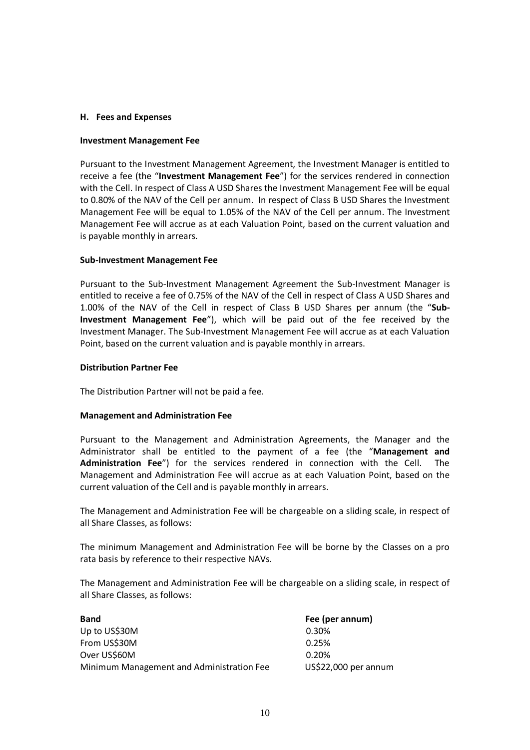## H. Fees and Expenses

### Investment Management Fee

Pursuant to the Investment Management Agreement, the Investment Manager is entitled to receive a fee (the "**Investment Management Fee**") for the services rendered in connection with the Cell. In respect of Class A USD Shares the Investment Management Fee will be equal to 0.80% of the NAV of the Cell per annum. In respect of Class B USD Shares the Investment Management Fee will be equal to 1.05% of the NAV of the Cell per annum. The Investment Management Fee will accrue as at each Valuation Point, based on the current valuation and is payable monthly in arrears.

### Sub-Investment Management Fee

Pursuant to the Sub-Investment Management Agreement the Sub-Investment Manager is entitled to receive a fee of 0.75% of the NAV of the Cell in respect of Class A USD Shares and 1.00% of the NAV of the Cell in respect of Class B USD Shares per annum (the "**Sub-Investment Management Fee**"), which will be paid out of the fee received by the Investment Manager. The Sub-Investment Management Fee will accrue as at each Valuation Point, based on the current valuation and is payable monthly in arrears.

### Distribution Partner Fee

The Distribution Partner will not be paid a fee.

### Management and Administration Fee

Pursuant to the Management and Administration Agreements, the Manager and the Administrator shall be entitled to the payment of a fee (the "**Management and Administration Fee**") for the services rendered in connection with the Cell. The Management and Administration Fee will accrue as at each Valuation Point, based on the current valuation of the Cell and is payable monthly in arrears.

The Management and Administration Fee will be chargeable on a sliding scale, in respect of all Share Classes, as follows:

The minimum Management and Administration Fee will be borne by the Classes on a pro rata basis by reference to their respective NAVs.

The Management and Administration Fee will be chargeable on a sliding scale, in respect of all Share Classes, as follows:

| Band | Fee (per annum) |
|---|---|
| Up to US$30M | 0.30% |
| From US$30M | 0.25% |
| Over US$60M | 0.20% |
| Minimum Management and Administration Fee | US$22,000 per annum |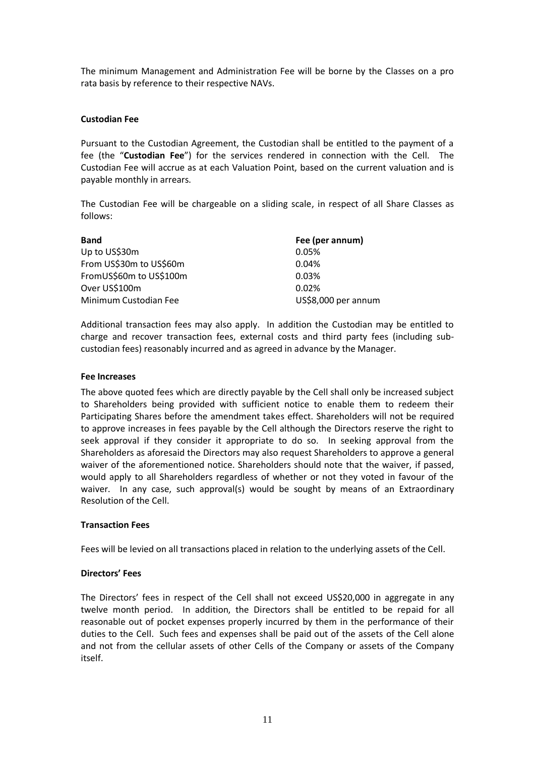The minimum Management and Administration Fee will be borne by the Classes on a pro rata basis by reference to their respective NAVs.

**Custodian Fee**

Pursuant to the Custodian Agreement, the Custodian shall be entitled to the payment of a fee (the "**Custodian Fee**") for the services rendered in connection with the Cell. The Custodian Fee will accrue as at each Valuation Point, based on the current valuation and is payable monthly in arrears.

The Custodian Fee will be chargeable on a sliding scale, in respect of all Share Classes as follows:

| **Band** | **Fee (per annum)** |
|---|---|
| Up to US$30m | 0.05% |
| From US$30m to US$60m | 0.04% |
| FromUS$60m to US$100m | 0.03% |
| Over US$100m | 0.02% |
| Minimum Custodian Fee | US$8,000 per annum |

Additional transaction fees may also apply. In addition the Custodian may be entitled to charge and recover transaction fees, external costs and third party fees (including sub-custodian fees) reasonably incurred and as agreed in advance by the Manager.

**Fee Increases**

The above quoted fees which are directly payable by the Cell shall only be increased subject to Shareholders being provided with sufficient notice to enable them to redeem their Participating Shares before the amendment takes effect. Shareholders will not be required to approve increases in fees payable by the Cell although the Directors reserve the right to seek approval if they consider it appropriate to do so. In seeking approval from the Shareholders as aforesaid the Directors may also request Shareholders to approve a general waiver of the aforementioned notice. Shareholders should note that the waiver, if passed, would apply to all Shareholders regardless of whether or not they voted in favour of the waiver. In any case, such approval(s) would be sought by means of an Extraordinary Resolution of the Cell.

**Transaction Fees**

Fees will be levied on all transactions placed in relation to the underlying assets of the Cell.

**Directors' Fees**

The Directors' fees in respect of the Cell shall not exceed US$20,000 in aggregate in any twelve month period. In addition, the Directors shall be entitled to be repaid for all reasonable out of pocket expenses properly incurred by them in the performance of their duties to the Cell. Such fees and expenses shall be paid out of the assets of the Cell alone and not from the cellular assets of other Cells of the Company or assets of the Company itself.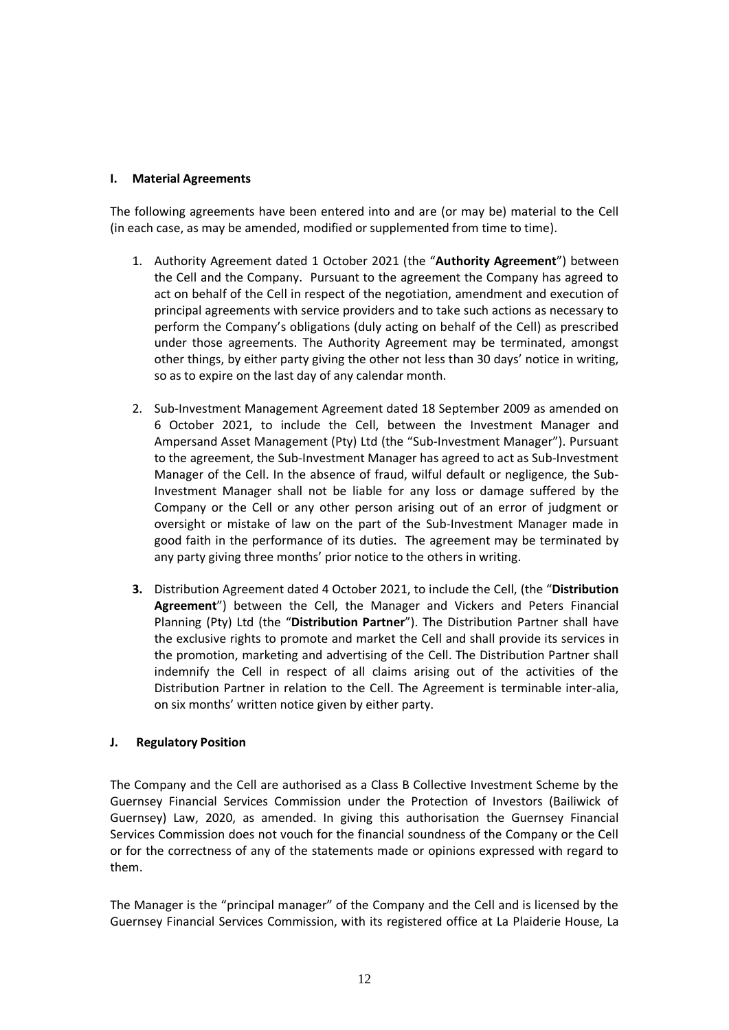## I. Material Agreements

The following agreements have been entered into and are (or may be) material to the Cell (in each case, as may be amended, modified or supplemented from time to time).

1. Authority Agreement dated 1 October 2021 (the "**Authority Agreement**") between the Cell and the Company. Pursuant to the agreement the Company has agreed to act on behalf of the Cell in respect of the negotiation, amendment and execution of principal agreements with service providers and to take such actions as necessary to perform the Company's obligations (duly acting on behalf of the Cell) as prescribed under those agreements. The Authority Agreement may be terminated, amongst other things, by either party giving the other not less than 30 days' notice in writing, so as to expire on the last day of any calendar month.

2. Sub-Investment Management Agreement dated 18 September 2009 as amended on 6 October 2021, to include the Cell, between the Investment Manager and Ampersand Asset Management (Pty) Ltd (the "Sub-Investment Manager"). Pursuant to the agreement, the Sub-Investment Manager has agreed to act as Sub-Investment Manager of the Cell. In the absence of fraud, wilful default or negligence, the Sub-Investment Manager shall not be liable for any loss or damage suffered by the Company or the Cell or any other person arising out of an error of judgment or oversight or mistake of law on the part of the Sub-Investment Manager made in good faith in the performance of its duties. The agreement may be terminated by any party giving three months' prior notice to the others in writing.

3. Distribution Agreement dated 4 October 2021, to include the Cell, (the "**Distribution Agreement**") between the Cell, the Manager and Vickers and Peters Financial Planning (Pty) Ltd (the "**Distribution Partner**"). The Distribution Partner shall have the exclusive rights to promote and market the Cell and shall provide its services in the promotion, marketing and advertising of the Cell. The Distribution Partner shall indemnify the Cell in respect of all claims arising out of the activities of the Distribution Partner in relation to the Cell. The Agreement is terminable inter-alia, on six months' written notice given by either party.

## J. Regulatory Position

The Company and the Cell are authorised as a Class B Collective Investment Scheme by the Guernsey Financial Services Commission under the Protection of Investors (Bailiwick of Guernsey) Law, 2020, as amended. In giving this authorisation the Guernsey Financial Services Commission does not vouch for the financial soundness of the Company or the Cell or for the correctness of any of the statements made or opinions expressed with regard to them.

The Manager is the "principal manager" of the Company and the Cell and is licensed by the Guernsey Financial Services Commission, with its registered office at La Plaiderie House, La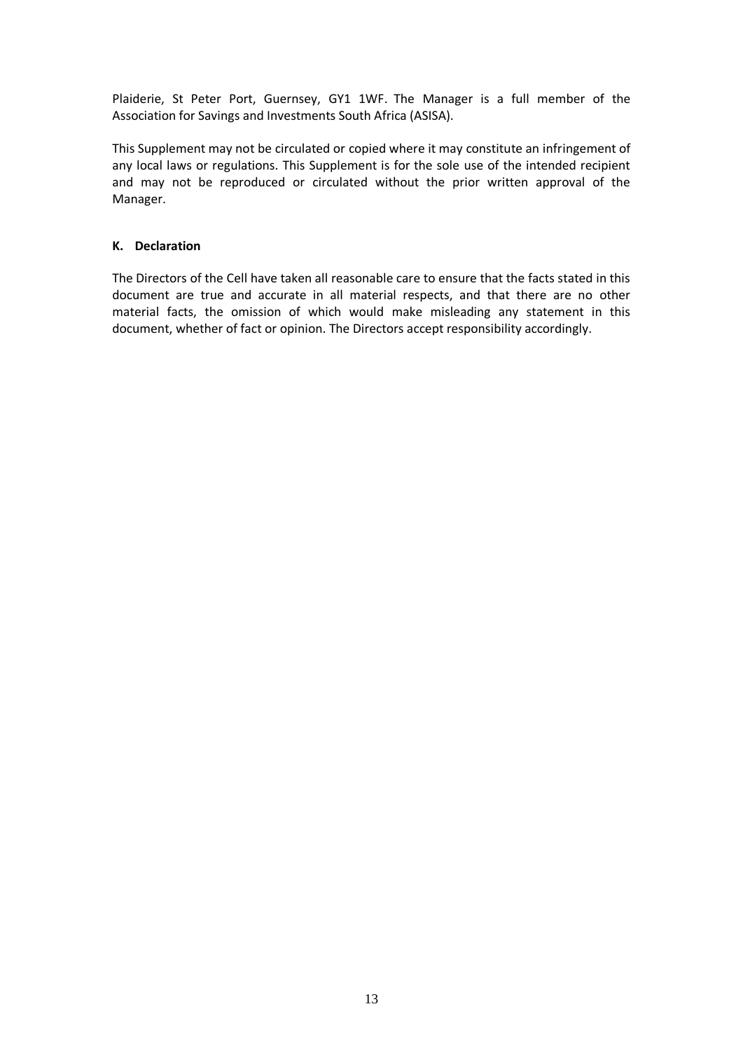Plaiderie, St Peter Port, Guernsey, GY1 1WF. The Manager is a full member of the Association for Savings and Investments South Africa (ASISA).

This Supplement may not be circulated or copied where it may constitute an infringement of any local laws or regulations. This Supplement is for the sole use of the intended recipient and may not be reproduced or circulated without the prior written approval of the Manager.

**K. Declaration**

The Directors of the Cell have taken all reasonable care to ensure that the facts stated in this document are true and accurate in all material respects, and that there are no other material facts, the omission of which would make misleading any statement in this document, whether of fact or opinion. The Directors accept responsibility accordingly.